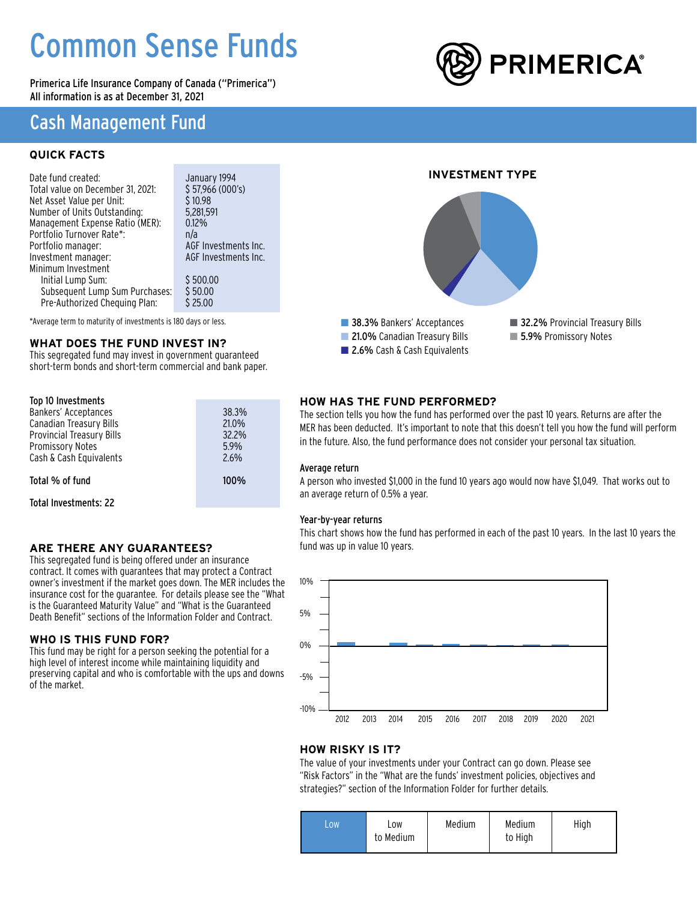# Common Sense Funds

Primerica Life Insurance Company of Canada ("Primerica")
All information is as at December 31, 2021

PRIMERICA®

## Cash Management Fund

### QUICK FACTS

| | |
|---|---|
| Date fund created: | January 1994 |
| Total value on December 31, 2021: | $ 57,966 (000's) |
| Net Asset Value per Unit: | $ 10.98 |
| Number of Units Outstanding: | 5,281,591 |
| Management Expense Ratio (MER): | 0.12% |
| Portfolio Turnover Rate*: | n/a |
| Portfolio manager: | AGF Investments Inc. |
| Investment manager: | AGF Investments Inc. |
| Minimum Investment | |
| Initial Lump Sum: | $ 500.00 |
| Subsequent Lump Sum Purchases: | $ 50.00 |
| Pre-Authorized Chequing Plan: | $ 25.00 |

*Average term to maturity of investments is 180 days or less.

### WHAT DOES THE FUND INVEST IN?

This segregated fund may invest in government guaranteed short-term bonds and short-term commercial and bank paper.

| Top 10 Investments | |
|---|---|
| Bankers' Acceptances | 38.3% |
| Canadian Treasury Bills | 21.0% |
| Provincial Treasury Bills | 32.2% |
| Promissory Notes | 5.9% |
| Cash & Cash Equivalents | 2.6% |
| **Total % of fund** | **100%** |
| **Total Investments: 22** | |

### INVESTMENT TYPE

- **38.3%** Bankers' Acceptances
- **21.0%** Canadian Treasury Bills
- **2.6%** Cash & Cash Equivalents
- **32.2%** Provincial Treasury Bills
- **5.9%** Promissory Notes

### ARE THERE ANY GUARANTEES?

This segregated fund is being offered under an insurance contract. It comes with guarantees that may protect a Contract owner's investment if the market goes down. The MER includes the insurance cost for the guarantee. For details please see the "What is the Guaranteed Maturity Value" and "What is the Guaranteed Death Benefit" sections of the Information Folder and Contract.

### WHO IS THIS FUND FOR?

This fund may be right for a person seeking the potential for a high level of interest income while maintaining liquidity and preserving capital and who is comfortable with the ups and downs of the market.

### HOW HAS THE FUND PERFORMED?

The section tells you how the fund has performed over the past 10 years. Returns are after the MER has been deducted. It's important to note that this doesn't tell you how the fund will perform in the future. Also, the fund performance does not consider your personal tax situation.

#### Average return

A person who invested $1,000 in the fund 10 years ago would now have $1,049. That works out to an average return of 0.5% a year.

#### Year-by-year returns

This chart shows how the fund has performed in each of the past 10 years. In the last 10 years the fund was up in value 10 years.

### HOW RISKY IS IT?

The value of your investments under your Contract can go down. Please see "Risk Factors" in the "What are the funds' investment policies, objectives and strategies?" section of the Information Folder for further details.

| **Low** | Low to Medium | Medium | Medium to High | High |
|---|---|---|---|---|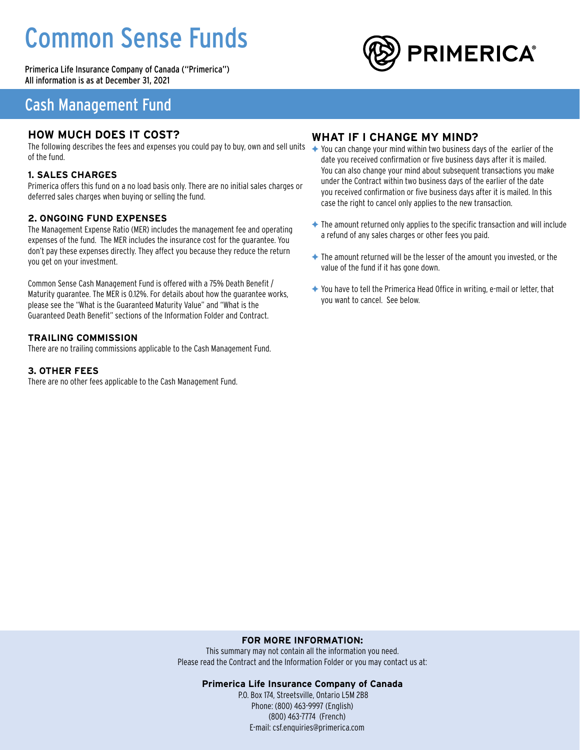# Common Sense Funds

Primerica Life Insurance Company of Canada ("Primerica")
All information is as at December 31, 2021

PRIMERICA®

## Cash Management Fund

### HOW MUCH DOES IT COST?

The following describes the fees and expenses you could pay to buy, own and sell units of the fund.

#### 1. SALES CHARGES

Primerica offers this fund on a no load basis only. There are no initial sales charges or deferred sales charges when buying or selling the fund.

#### 2. ONGOING FUND EXPENSES

The Management Expense Ratio (MER) includes the management fee and operating expenses of the fund. The MER includes the insurance cost for the guarantee. You don't pay these expenses directly. They affect you because they reduce the return you get on your investment.

Common Sense Cash Management Fund is offered with a 75% Death Benefit / Maturity guarantee. The MER is 0.12%. For details about how the guarantee works, please see the "What is the Guaranteed Maturity Value" and "What is the Guaranteed Death Benefit" sections of the Information Folder and Contract.

#### TRAILING COMMISSION

There are no trailing commissions applicable to the Cash Management Fund.

#### 3. OTHER FEES

There are no other fees applicable to the Cash Management Fund.

### WHAT IF I CHANGE MY MIND?

- You can change your mind within two business days of the earlier of the date you received confirmation or five business days after it is mailed. You can also change your mind about subsequent transactions you make under the Contract within two business days of the earlier of the date you received confirmation or five business days after it is mailed. In this case the right to cancel only applies to the new transaction.
- The amount returned only applies to the specific transaction and will include a refund of any sales charges or other fees you paid.
- The amount returned will be the lesser of the amount you invested, or the value of the fund if it has gone down.
- You have to tell the Primerica Head Office in writing, e-mail or letter, that you want to cancel. See below.

**FOR MORE INFORMATION:**

This summary may not contain all the information you need.
Please read the Contract and the Information Folder or you may contact us at:

**Primerica Life Insurance Company of Canada**

P.O. Box 174, Streetsville, Ontario L5M 2B8
Phone: (800) 463-9997 (English)
(800) 463-7774 (French)
E-mail: csf.enquiries@primerica.com